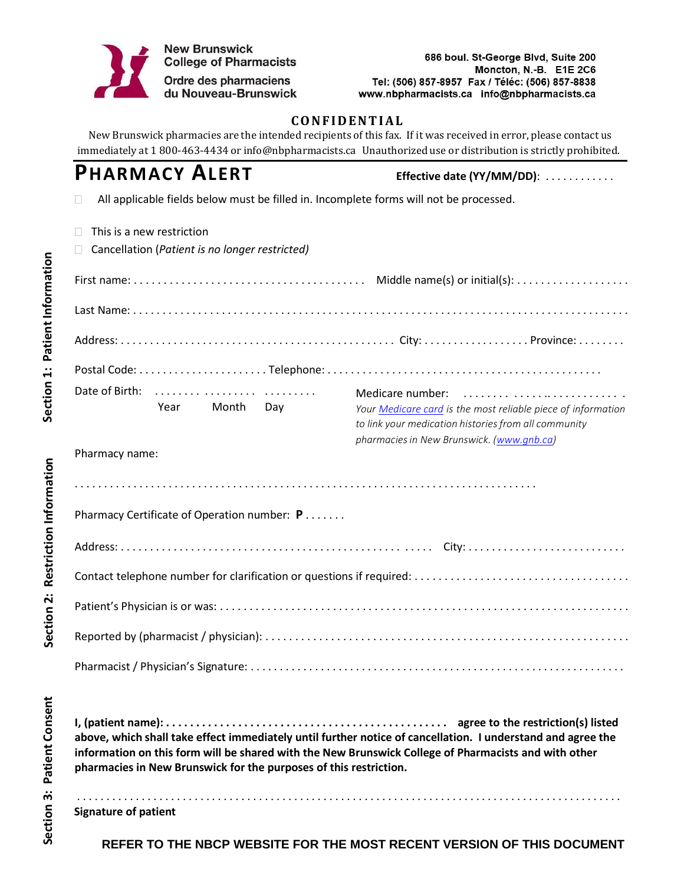**New Brunswick College of Pharmacists**
**Ordre des pharmaciens du Nouveau-Brunswick**

686 boul. St-George Blvd, Suite 200
Moncton, N.-B. E1E 2C6
Tel: (506) 857-8957 Fax / Téléc: (506) 857-8838
www.nbpharmacists.ca info@nbpharmacists.ca

**CONFIDENTIAL**

New Brunswick pharmacies are the intended recipients of this fax. If it was received in error, please contact us immediately at 1 800-463-4434 or info@nbpharmacists.ca Unauthorized use or distribution is strictly prohibited.

# PHARMACY ALERT

**Effective date (YY/MM/DD)**: . . . . . . . . . . . .

☐ All applicable fields below must be filled in. Incomplete forms will not be processed.

☐ This is a new restriction

☐ Cancellation (*Patient is no longer restricted)*

## Section 1: Patient Information

First name: . . . . . . . . . . . . . . . . . . . . . . . . . . . . . . . . . . . . . Middle name(s) or initial(s): . . . . . . . . . . . . . . . . . .

Last Name: . . . . . . . . . . . . . . . . . . . . . . . . . . . . . . . . . . . . . . . . . . . . . . . . . . . . . . . . . . . . . . . . . . . . . . . . . . .

Address: . . . . . . . . . . . . . . . . . . . . . . . . . . . . . . . . . . . . . . . . . . . . . City: . . . . . . . . . . . . . . . . . . Province: . . . . . . . .

Postal Code: . . . . . . . . . . . . . . . . . . . . . Telephone: . . . . . . . . . . . . . . . . . . . . . . . . . . . . . . . . . . . . . . . . . . . . .

Date of Birth: . . . . . . . . . . . . . . . . . . . . . . . . .
Year Month Day

Medicare number: . . . . . . . . . . . . . . . . . . . . . . . . . . .
*Your Medicare card is the most reliable piece of information to link your medication histories from all community pharmacies in New Brunswick. (www.gnb.ca)*

## Section 2: Restriction Information

Pharmacy name:

. . . . . . . . . . . . . . . . . . . . . . . . . . . . . . . . . . . . . . . . . . . . . . . . . . . . . . . . . . . . . . . . . . . . . . . . . . . . .

Pharmacy Certificate of Operation number: **P** . . . . . . .

Address: . . . . . . . . . . . . . . . . . . . . . . . . . . . . . . . . . . . . . . . . . . . . . . . . . . . . . . City: . . . . . . . . . . . . . . . . . . . . . . . . . . .

Contact telephone number for clarification or questions if required: . . . . . . . . . . . . . . . . . . . . . . . . . . . . . . . . . . .

Patient's Physician is or was: . . . . . . . . . . . . . . . . . . . . . . . . . . . . . . . . . . . . . . . . . . . . . . . . . . . . . . . . . . . . . . . . . .

Reported by (pharmacist / physician): . . . . . . . . . . . . . . . . . . . . . . . . . . . . . . . . . . . . . . . . . . . . . . . . . . . . . . . . . . .

Pharmacist / Physician's Signature: . . . . . . . . . . . . . . . . . . . . . . . . . . . . . . . . . . . . . . . . . . . . . . . . . . . . . . . . . . . . .

## Section 3: Patient Consent

**I, (patient name): . . . . . . . . . . . . . . . . . . . . . . . . . . . . . . . . . . . . . . . . . . . . . . . agree to the restriction(s) listed above, which shall take effect immediately until further notice of cancellation. I understand and agree the information on this form will be shared with the New Brunswick College of Pharmacists and with other pharmacies in New Brunswick for the purposes of this restriction.**

. . . . . . . . . . . . . . . . . . . . . . . . . . . . . . . . . . . . . . . . . . . . . . . . . . . . . . . . . . . . . . . . . . . . . . . . . . . . . . . . . . . . . .
**Signature of patient**

**REFER TO THE NBCP WEBSITE FOR THE MOST RECENT VERSION OF THIS DOCUMENT**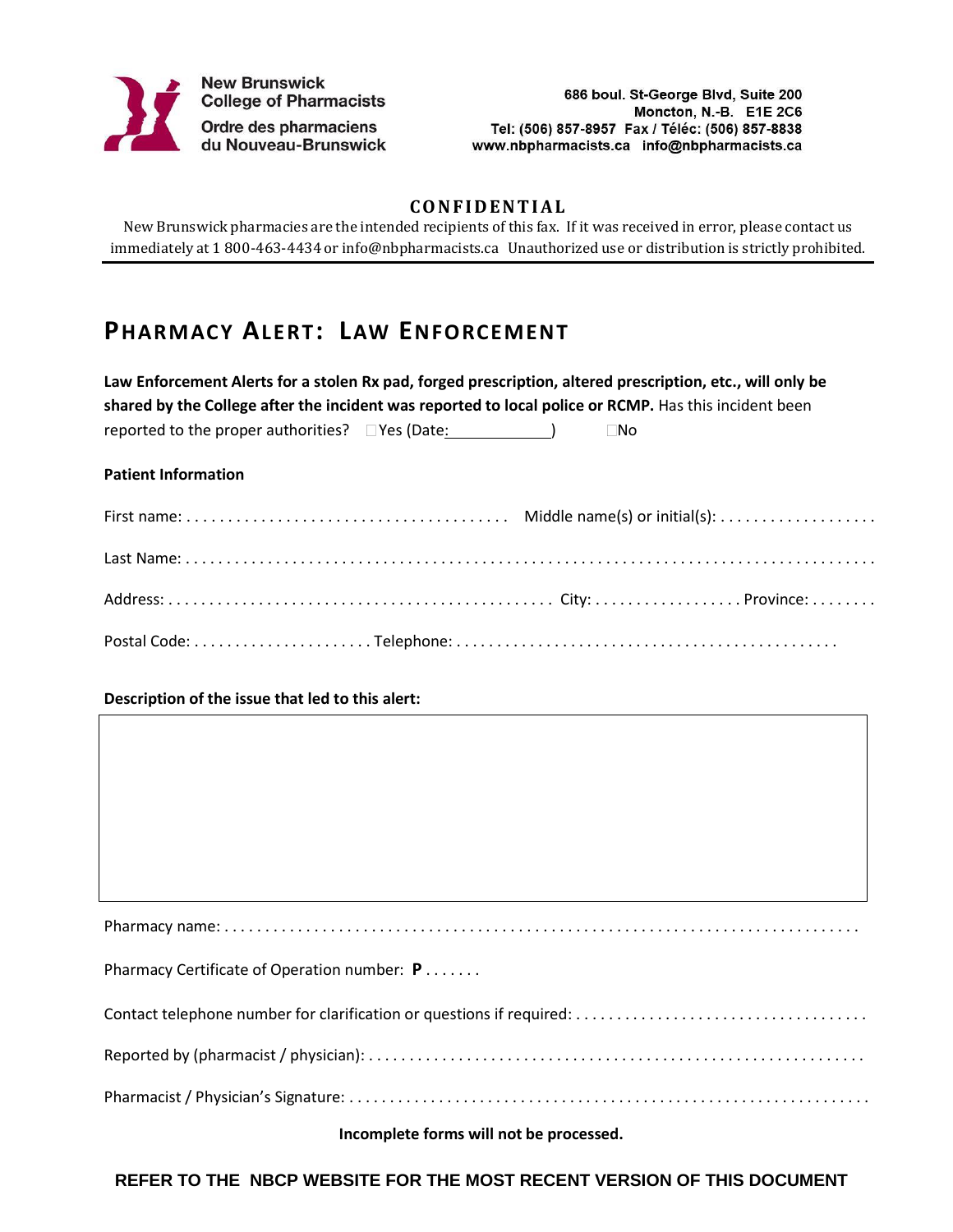New Brunswick College of Pharmacists
Ordre des pharmaciens du Nouveau-Brunswick

686 boul. St-George Blvd, Suite 200
Moncton, N.-B. E1E 2C6
Tel: (506) 857-8957 Fax / Téléc: (506) 857-8838
www.nbpharmacists.ca info@nbpharmacists.ca

**CONFIDENTIAL**

New Brunswick pharmacies are the intended recipients of this fax. If it was received in error, please contact us immediately at 1 800-463-4434 or info@nbpharmacists.ca Unauthorized use or distribution is strictly prohibited.

# PHARMACY ALERT: LAW ENFORCEMENT

**Law Enforcement Alerts for a stolen Rx pad, forged prescription, altered prescription, etc., will only be shared by the College after the incident was reported to local police or RCMP.** Has this incident been reported to the proper authorities? ☐Yes (Date:\_\_\_\_\_\_\_\_\_\_\_\_) ☐No

**Patient Information**

First name: . . . . . . . . . . . . . . . . . . . . . . . . . . . . . . . . . . . . . . Middle name(s) or initial(s): . . . . . . . . . . . . . . . . . . .

Last Name: . . . . . . . . . . . . . . . . . . . . . . . . . . . . . . . . . . . . . . . . . . . . . . . . . . . . . . . . . . . . . . . . . . . . . . . . . . . . . .

Address: . . . . . . . . . . . . . . . . . . . . . . . . . . . . . . . . . . . . . . . . . . . . . City: . . . . . . . . . . . . . . . . . . Province: . . . . . . . .

Postal Code: . . . . . . . . . . . . . . . . . . . . . Telephone: . . . . . . . . . . . . . . . . . . . . . . . . . . . . . . . . . . . . . . . . . . . . . .

**Description of the issue that led to this alert:**

| |
|---|
| |

Pharmacy name: . . . . . . . . . . . . . . . . . . . . . . . . . . . . . . . . . . . . . . . . . . . . . . . . . . . . . . . . . . . . . . . . . . . . . . . . . .

Pharmacy Certificate of Operation number: **P** . . . . . . .

Contact telephone number for clarification or questions if required: . . . . . . . . . . . . . . . . . . . . . . . . . . . . . . . . . . .

Reported by (pharmacist / physician): . . . . . . . . . . . . . . . . . . . . . . . . . . . . . . . . . . . . . . . . . . . . . . . . . . . . . . . . . . .

Pharmacist / Physician's Signature: . . . . . . . . . . . . . . . . . . . . . . . . . . . . . . . . . . . . . . . . . . . . . . . . . . . . . . . . . . . . .

**Incomplete forms will not be processed.**

**REFER TO THE NBCP WEBSITE FOR THE MOST RECENT VERSION OF THIS DOCUMENT**